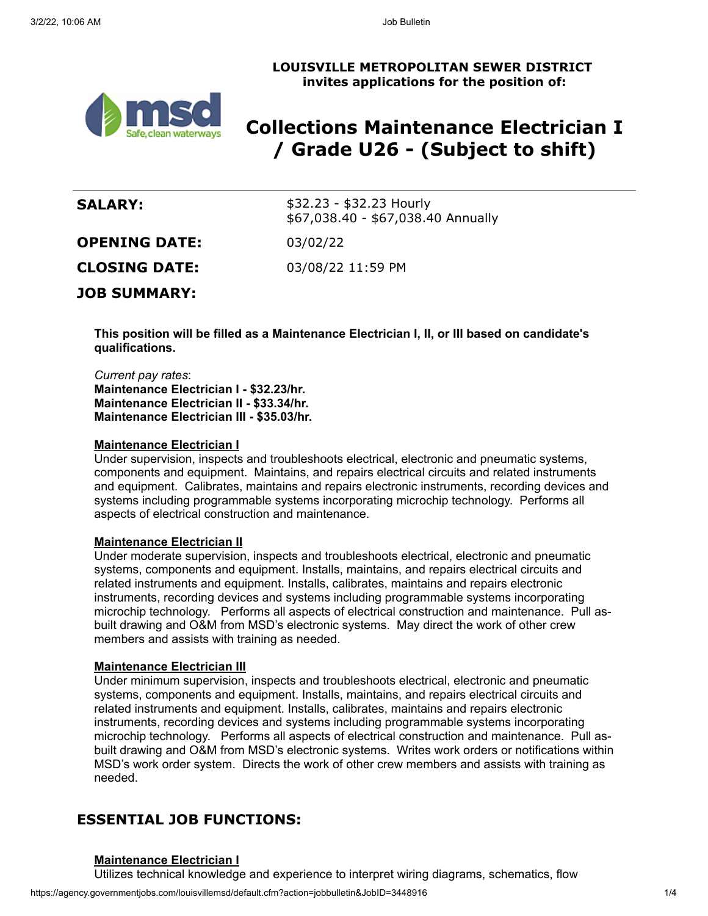**LOUISVILLE METROPOLITAN SEWER DISTRICT**
**invites applications for the position of:**

# Collections Maintenance Electrician I / Grade U26 - (Subject to shift)

| | |
|---|---|
| **SALARY:** | $32.23 - $32.23 Hourly<br>$67,038.40 - $67,038.40 Annually |
| **OPENING DATE:** | 03/02/22 |
| **CLOSING DATE:** | 03/08/22 11:59 PM |

**JOB SUMMARY:**

**This position will be filled as a Maintenance Electrician I, II, or III based on candidate's qualifications.**

*Current pay rates*:
**Maintenance Electrician I - $32.23/hr.**
**Maintenance Electrician II - $33.34/hr.**
**Maintenance Electrician III - $35.03/hr.**

**Maintenance Electrician I**
Under supervision, inspects and troubleshoots electrical, electronic and pneumatic systems, components and equipment. Maintains, and repairs electrical circuits and related instruments and equipment. Calibrates, maintains and repairs electronic instruments, recording devices and systems including programmable systems incorporating microchip technology. Performs all aspects of electrical construction and maintenance.

**Maintenance Electrician II**
Under moderate supervision, inspects and troubleshoots electrical, electronic and pneumatic systems, components and equipment. Installs, maintains, and repairs electrical circuits and related instruments and equipment. Installs, calibrates, maintains and repairs electronic instruments, recording devices and systems including programmable systems incorporating microchip technology. Performs all aspects of electrical construction and maintenance. Pull as-built drawing and O&M from MSD's electronic systems. May direct the work of other crew members and assists with training as needed.

**Maintenance Electrician III**
Under minimum supervision, inspects and troubleshoots electrical, electronic and pneumatic systems, components and equipment. Installs, maintains, and repairs electrical circuits and related instruments and equipment. Installs, calibrates, maintains and repairs electronic instruments, recording devices and systems including programmable systems incorporating microchip technology. Performs all aspects of electrical construction and maintenance. Pull as-built drawing and O&M from MSD's electronic systems. Writes work orders or notifications within MSD's work order system. Directs the work of other crew members and assists with training as needed.

## ESSENTIAL JOB FUNCTIONS:

**Maintenance Electrician I**
Utilizes technical knowledge and experience to interpret wiring diagrams, schematics, flow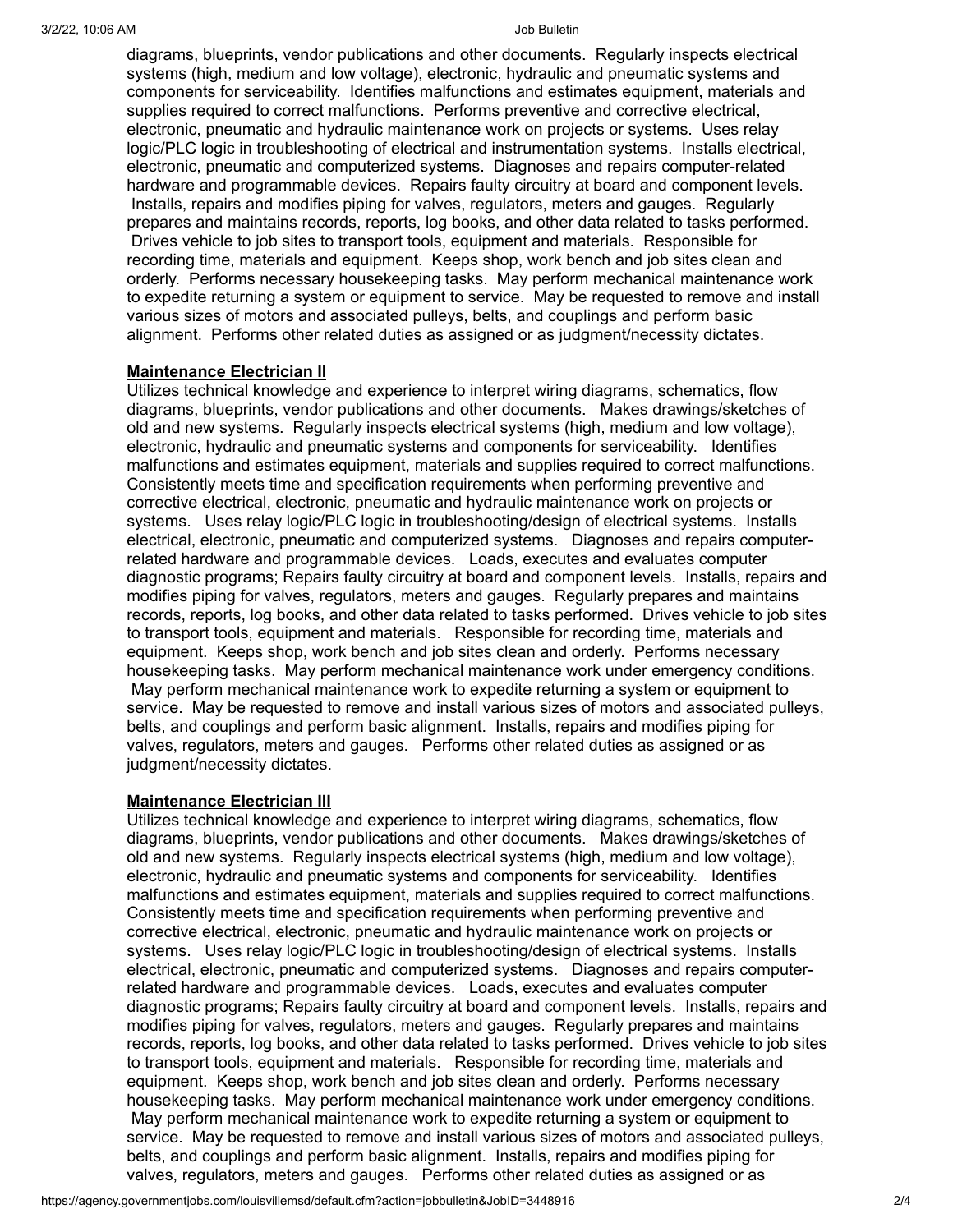diagrams, blueprints, vendor publications and other documents. Regularly inspects electrical systems (high, medium and low voltage), electronic, hydraulic and pneumatic systems and components for serviceability. Identifies malfunctions and estimates equipment, materials and supplies required to correct malfunctions. Performs preventive and corrective electrical, electronic, pneumatic and hydraulic maintenance work on projects or systems. Uses relay logic/PLC logic in troubleshooting of electrical and instrumentation systems. Installs electrical, electronic, pneumatic and computerized systems. Diagnoses and repairs computer-related hardware and programmable devices. Repairs faulty circuitry at board and component levels. Installs, repairs and modifies piping for valves, regulators, meters and gauges. Regularly prepares and maintains records, reports, log books, and other data related to tasks performed. Drives vehicle to job sites to transport tools, equipment and materials. Responsible for recording time, materials and equipment. Keeps shop, work bench and job sites clean and orderly. Performs necessary housekeeping tasks. May perform mechanical maintenance work to expedite returning a system or equipment to service. May be requested to remove and install various sizes of motors and associated pulleys, belts, and couplings and perform basic alignment. Performs other related duties as assigned or as judgment/necessity dictates.

**Maintenance Electrician II**

Utilizes technical knowledge and experience to interpret wiring diagrams, schematics, flow diagrams, blueprints, vendor publications and other documents. Makes drawings/sketches of old and new systems. Regularly inspects electrical systems (high, medium and low voltage), electronic, hydraulic and pneumatic systems and components for serviceability. Identifies malfunctions and estimates equipment, materials and supplies required to correct malfunctions. Consistently meets time and specification requirements when performing preventive and corrective electrical, electronic, pneumatic and hydraulic maintenance work on projects or systems. Uses relay logic/PLC logic in troubleshooting/design of electrical systems. Installs electrical, electronic, pneumatic and computerized systems. Diagnoses and repairs computer-related hardware and programmable devices. Loads, executes and evaluates computer diagnostic programs; Repairs faulty circuitry at board and component levels. Installs, repairs and modifies piping for valves, regulators, meters and gauges. Regularly prepares and maintains records, reports, log books, and other data related to tasks performed. Drives vehicle to job sites to transport tools, equipment and materials. Responsible for recording time, materials and equipment. Keeps shop, work bench and job sites clean and orderly. Performs necessary housekeeping tasks. May perform mechanical maintenance work under emergency conditions. May perform mechanical maintenance work to expedite returning a system or equipment to service. May be requested to remove and install various sizes of motors and associated pulleys, belts, and couplings and perform basic alignment. Installs, repairs and modifies piping for valves, regulators, meters and gauges. Performs other related duties as assigned or as judgment/necessity dictates.

**Maintenance Electrician III**

Utilizes technical knowledge and experience to interpret wiring diagrams, schematics, flow diagrams, blueprints, vendor publications and other documents. Makes drawings/sketches of old and new systems. Regularly inspects electrical systems (high, medium and low voltage), electronic, hydraulic and pneumatic systems and components for serviceability. Identifies malfunctions and estimates equipment, materials and supplies required to correct malfunctions. Consistently meets time and specification requirements when performing preventive and corrective electrical, electronic, pneumatic and hydraulic maintenance work on projects or systems. Uses relay logic/PLC logic in troubleshooting/design of electrical systems. Installs electrical, electronic, pneumatic and computerized systems. Diagnoses and repairs computer-related hardware and programmable devices. Loads, executes and evaluates computer diagnostic programs; Repairs faulty circuitry at board and component levels. Installs, repairs and modifies piping for valves, regulators, meters and gauges. Regularly prepares and maintains records, reports, log books, and other data related to tasks performed. Drives vehicle to job sites to transport tools, equipment and materials. Responsible for recording time, materials and equipment. Keeps shop, work bench and job sites clean and orderly. Performs necessary housekeeping tasks. May perform mechanical maintenance work under emergency conditions. May perform mechanical maintenance work to expedite returning a system or equipment to service. May be requested to remove and install various sizes of motors and associated pulleys, belts, and couplings and perform basic alignment. Installs, repairs and modifies piping for valves, regulators, meters and gauges. Performs other related duties as assigned or as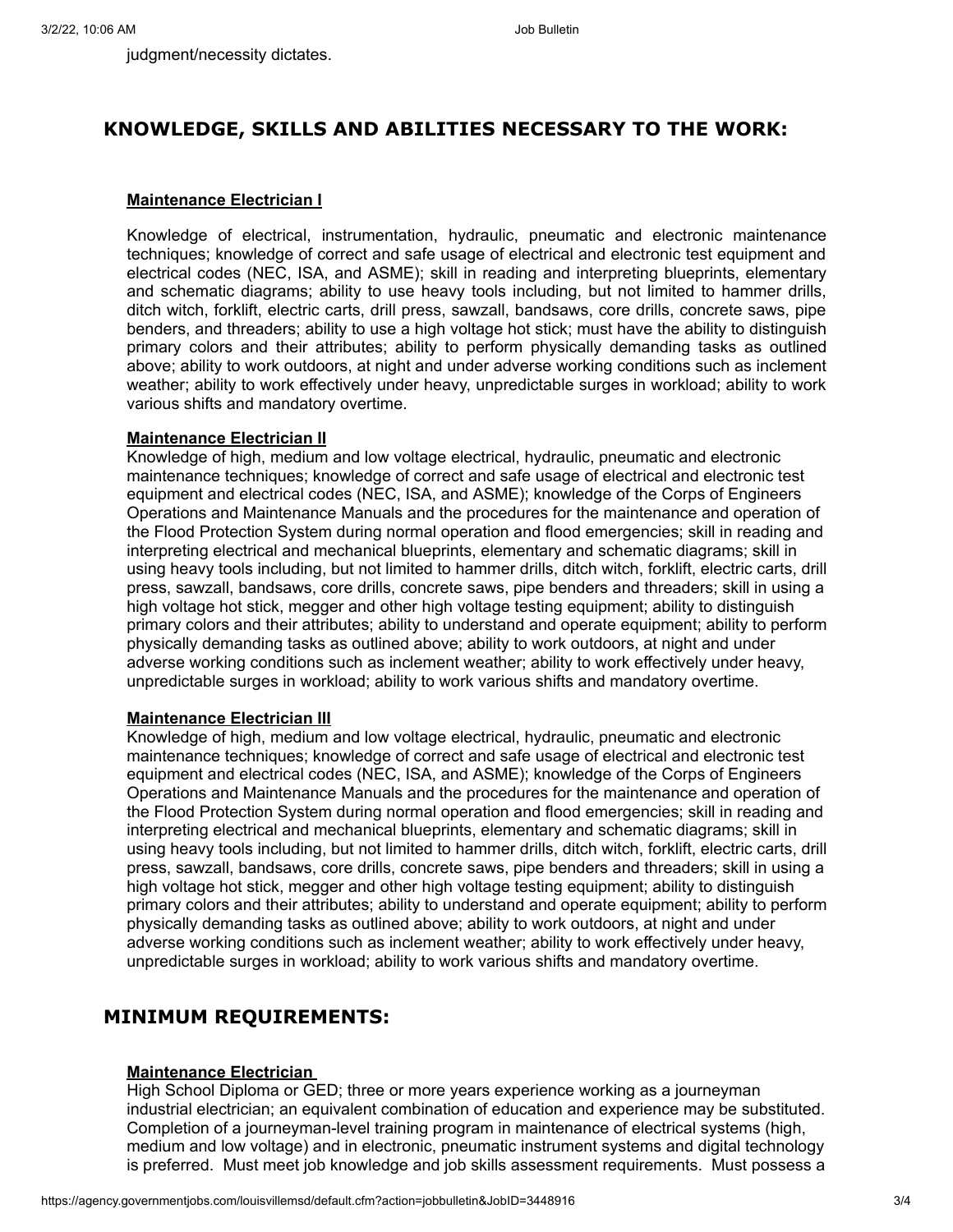judgment/necessity dictates.

## KNOWLEDGE, SKILLS AND ABILITIES NECESSARY TO THE WORK:

**Maintenance Electrician I**

Knowledge of electrical, instrumentation, hydraulic, pneumatic and electronic maintenance techniques; knowledge of correct and safe usage of electrical and electronic test equipment and electrical codes (NEC, ISA, and ASME); skill in reading and interpreting blueprints, elementary and schematic diagrams; ability to use heavy tools including, but not limited to hammer drills, ditch witch, forklift, electric carts, drill press, sawzall, bandsaws, core drills, concrete saws, pipe benders, and threaders; ability to use a high voltage hot stick; must have the ability to distinguish primary colors and their attributes; ability to perform physically demanding tasks as outlined above; ability to work outdoors, at night and under adverse working conditions such as inclement weather; ability to work effectively under heavy, unpredictable surges in workload; ability to work various shifts and mandatory overtime.

**Maintenance Electrician II**

Knowledge of high, medium and low voltage electrical, hydraulic, pneumatic and electronic maintenance techniques; knowledge of correct and safe usage of electrical and electronic test equipment and electrical codes (NEC, ISA, and ASME); knowledge of the Corps of Engineers Operations and Maintenance Manuals and the procedures for the maintenance and operation of the Flood Protection System during normal operation and flood emergencies; skill in reading and interpreting electrical and mechanical blueprints, elementary and schematic diagrams; skill in using heavy tools including, but not limited to hammer drills, ditch witch, forklift, electric carts, drill press, sawzall, bandsaws, core drills, concrete saws, pipe benders and threaders; skill in using a high voltage hot stick, megger and other high voltage testing equipment; ability to distinguish primary colors and their attributes; ability to understand and operate equipment; ability to perform physically demanding tasks as outlined above; ability to work outdoors, at night and under adverse working conditions such as inclement weather; ability to work effectively under heavy, unpredictable surges in workload; ability to work various shifts and mandatory overtime.

**Maintenance Electrician III**

Knowledge of high, medium and low voltage electrical, hydraulic, pneumatic and electronic maintenance techniques; knowledge of correct and safe usage of electrical and electronic test equipment and electrical codes (NEC, ISA, and ASME); knowledge of the Corps of Engineers Operations and Maintenance Manuals and the procedures for the maintenance and operation of the Flood Protection System during normal operation and flood emergencies; skill in reading and interpreting electrical and mechanical blueprints, elementary and schematic diagrams; skill in using heavy tools including, but not limited to hammer drills, ditch witch, forklift, electric carts, drill press, sawzall, bandsaws, core drills, concrete saws, pipe benders and threaders; skill in using a high voltage hot stick, megger and other high voltage testing equipment; ability to distinguish primary colors and their attributes; ability to understand and operate equipment; ability to perform physically demanding tasks as outlined above; ability to work outdoors, at night and under adverse working conditions such as inclement weather; ability to work effectively under heavy, unpredictable surges in workload; ability to work various shifts and mandatory overtime.

## MINIMUM REQUIREMENTS:

**Maintenance Electrician**

High School Diploma or GED; three or more years experience working as a journeyman industrial electrician; an equivalent combination of education and experience may be substituted. Completion of a journeyman-level training program in maintenance of electrical systems (high, medium and low voltage) and in electronic, pneumatic instrument systems and digital technology is preferred. Must meet job knowledge and job skills assessment requirements. Must possess a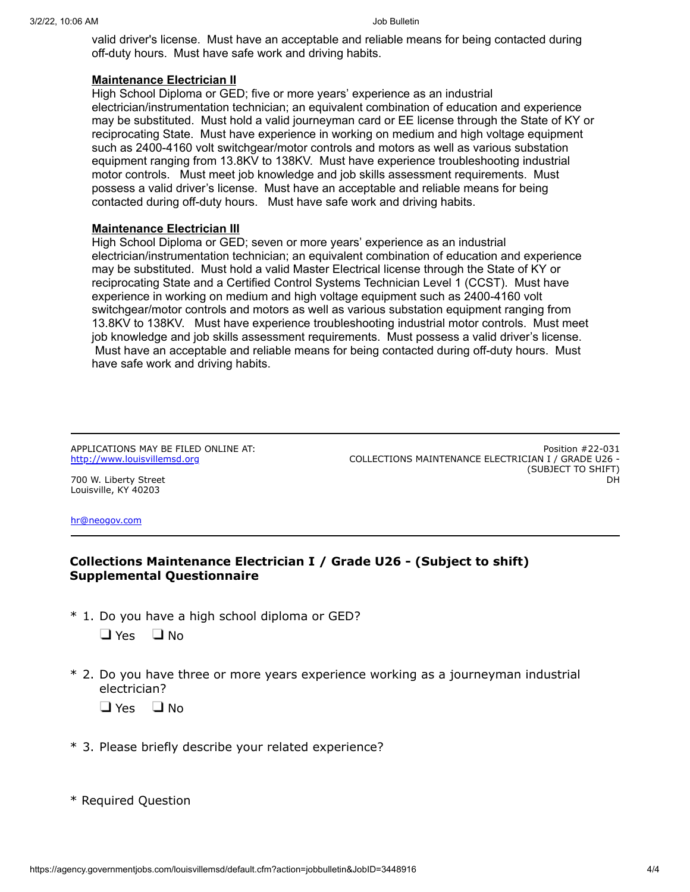valid driver's license. Must have an acceptable and reliable means for being contacted during off-duty hours. Must have safe work and driving habits.

**Maintenance Electrician II**

High School Diploma or GED; five or more years' experience as an industrial electrician/instrumentation technician; an equivalent combination of education and experience may be substituted. Must hold a valid journeyman card or EE license through the State of KY or reciprocating State. Must have experience in working on medium and high voltage equipment such as 2400-4160 volt switchgear/motor controls and motors as well as various substation equipment ranging from 13.8KV to 138KV. Must have experience troubleshooting industrial motor controls. Must meet job knowledge and job skills assessment requirements. Must possess a valid driver's license. Must have an acceptable and reliable means for being contacted during off-duty hours. Must have safe work and driving habits.

**Maintenance Electrician III**

High School Diploma or GED; seven or more years' experience as an industrial electrician/instrumentation technician; an equivalent combination of education and experience may be substituted. Must hold a valid Master Electrical license through the State of KY or reciprocating State and a Certified Control Systems Technician Level 1 (CCST). Must have experience in working on medium and high voltage equipment such as 2400-4160 volt switchgear/motor controls and motors as well as various substation equipment ranging from 13.8KV to 138KV. Must have experience troubleshooting industrial motor controls. Must meet job knowledge and job skills assessment requirements. Must possess a valid driver's license. Must have an acceptable and reliable means for being contacted during off-duty hours. Must have safe work and driving habits.

---

APPLICATIONS MAY BE FILED ONLINE AT:
http://www.louisvillemsd.org

700 W. Liberty Street
Louisville, KY 40203

hr@neogov.com

Position #22-031
COLLECTIONS MAINTENANCE ELECTRICIAN I / GRADE U26 - (SUBJECT TO SHIFT)
DH

---

## Collections Maintenance Electrician I / Grade U26 - (Subject to shift) Supplemental Questionnaire

\* 1. Do you have a high school diploma or GED?

❑ Yes ❑ No

\* 2. Do you have three or more years experience working as a journeyman industrial electrician?

❑ Yes ❑ No

\* 3. Please briefly describe your related experience?

\* Required Question